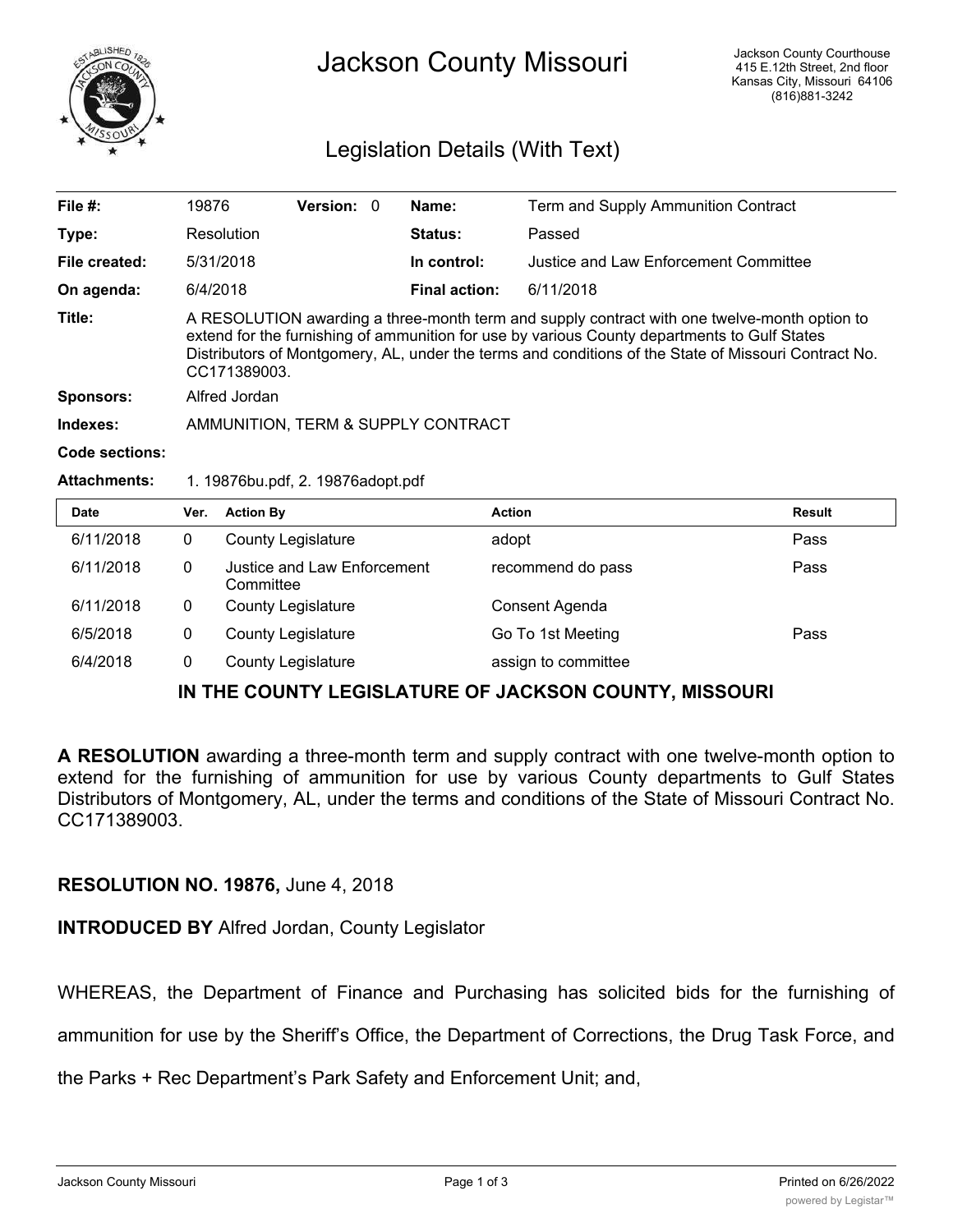# Jackson County Missouri

Jackson County Courthouse
415 E.12th Street, 2nd floor
Kansas City, Missouri 64106
(816)881-3242

## Legislation Details (With Text)

| | | | | | |
|---|---|---|---|---|---|
| **File #:** | 19876 | **Version:** | 0 | **Name:** | Term and Supply Ammunition Contract |
| **Type:** | Resolution | | | **Status:** | Passed |
| **File created:** | 5/31/2018 | | | **In control:** | Justice and Law Enforcement Committee |
| **On agenda:** | 6/4/2018 | | | **Final action:** | 6/11/2018 |

**Title:** A RESOLUTION awarding a three-month term and supply contract with one twelve-month option to extend for the furnishing of ammunition for use by various County departments to Gulf States Distributors of Montgomery, AL, under the terms and conditions of the State of Missouri Contract No. CC171389003.

**Sponsors:** Alfred Jordan

**Indexes:** AMMUNITION, TERM & SUPPLY CONTRACT

**Code sections:**

**Attachments:** 1. 19876bu.pdf, 2. 19876adopt.pdf

| Date | Ver. | Action By | Action | Result |
|---|---|---|---|---|
| 6/11/2018 | 0 | County Legislature | adopt | Pass |
| 6/11/2018 | 0 | Justice and Law Enforcement Committee | recommend do pass | Pass |
| 6/11/2018 | 0 | County Legislature | Consent Agenda | |
| 6/5/2018 | 0 | County Legislature | Go To 1st Meeting | Pass |
| 6/4/2018 | 0 | County Legislature | assign to committee | |

## IN THE COUNTY LEGISLATURE OF JACKSON COUNTY, MISSOURI

**A RESOLUTION** awarding a three-month term and supply contract with one twelve-month option to extend for the furnishing of ammunition for use by various County departments to Gulf States Distributors of Montgomery, AL, under the terms and conditions of the State of Missouri Contract No. CC171389003.

**RESOLUTION NO. 19876,** June 4, 2018

**INTRODUCED BY** Alfred Jordan, County Legislator

WHEREAS, the Department of Finance and Purchasing has solicited bids for the furnishing of ammunition for use by the Sheriff's Office, the Department of Corrections, the Drug Task Force, and the Parks + Rec Department's Park Safety and Enforcement Unit; and,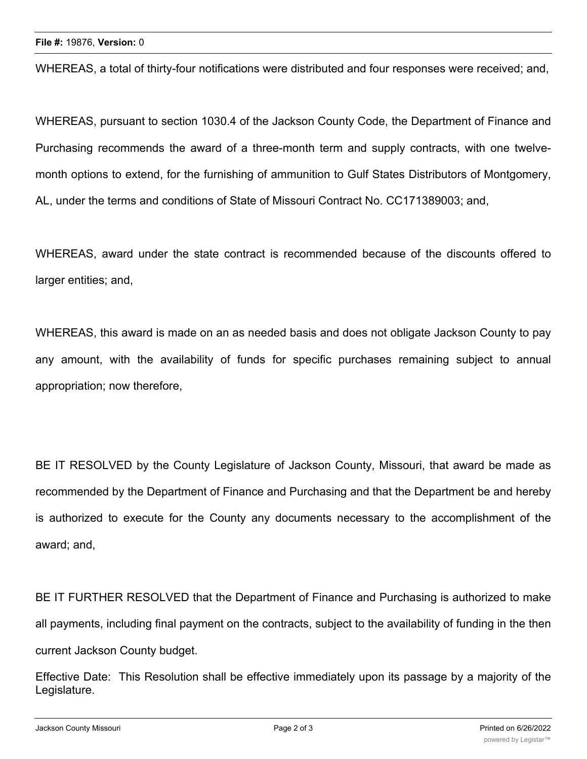WHEREAS, a total of thirty-four notifications were distributed and four responses were received; and,

WHEREAS, pursuant to section 1030.4 of the Jackson County Code, the Department of Finance and Purchasing recommends the award of a three-month term and supply contracts, with one twelve-month options to extend, for the furnishing of ammunition to Gulf States Distributors of Montgomery, AL, under the terms and conditions of State of Missouri Contract No. CC171389003; and,

WHEREAS, award under the state contract is recommended because of the discounts offered to larger entities; and,

WHEREAS, this award is made on an as needed basis and does not obligate Jackson County to pay any amount, with the availability of funds for specific purchases remaining subject to annual appropriation; now therefore,

BE IT RESOLVED by the County Legislature of Jackson County, Missouri, that award be made as recommended by the Department of Finance and Purchasing and that the Department be and hereby is authorized to execute for the County any documents necessary to the accomplishment of the award; and,

BE IT FURTHER RESOLVED that the Department of Finance and Purchasing is authorized to make all payments, including final payment on the contracts, subject to the availability of funding in the then current Jackson County budget.

Effective Date: This Resolution shall be effective immediately upon its passage by a majority of the Legislature.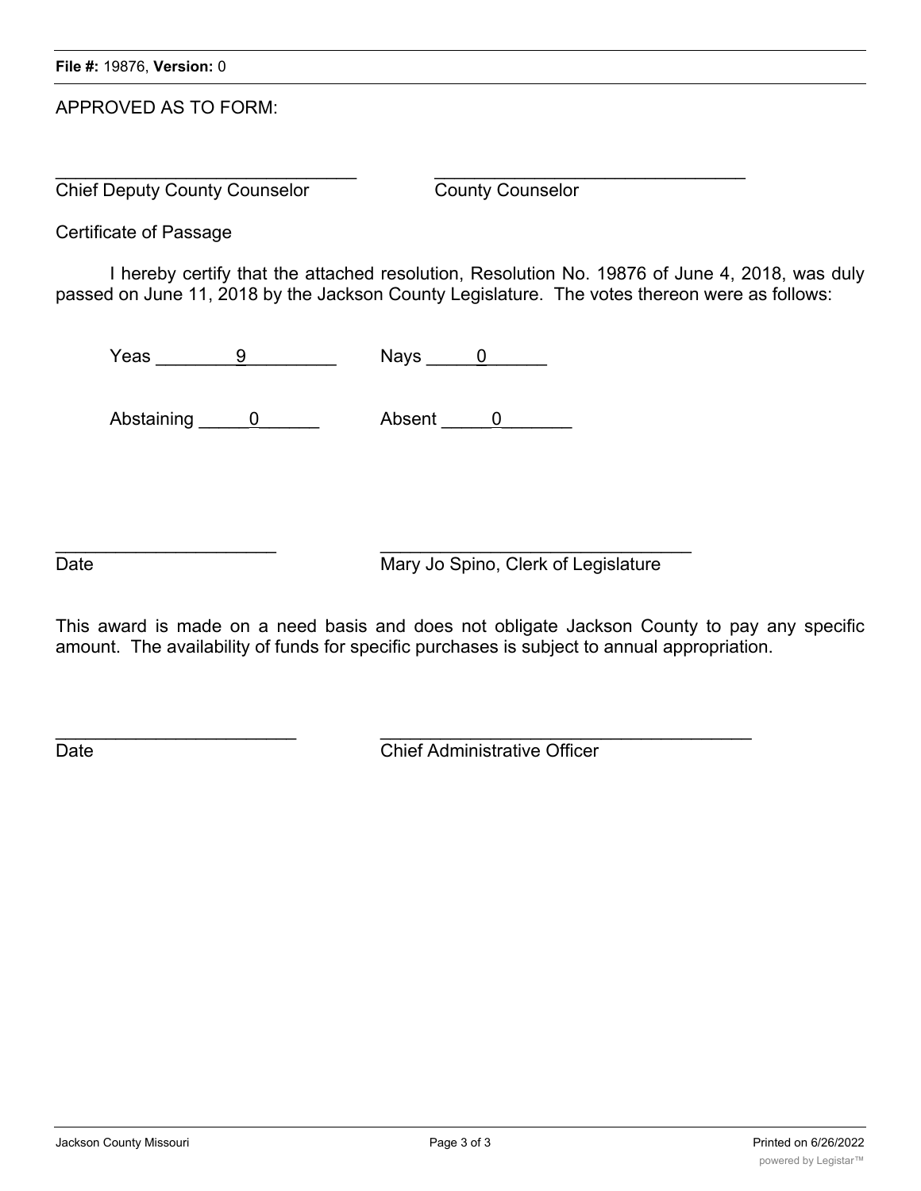APPROVED AS TO FORM:

\_\_\_\_\_\_\_\_\_\_\_\_\_\_\_\_\_\_\_\_\_\_\_\_\_\_\_\_\_\_
Chief Deputy County Counselor

\_\_\_\_\_\_\_\_\_\_\_\_\_\_\_\_\_\_\_\_\_\_\_\_\_\_\_\_\_\_
County Counselor

Certificate of Passage

I hereby certify that the attached resolution, Resolution No. 19876 of June 4, 2018, was duly passed on June 11, 2018 by the Jackson County Legislature. The votes thereon were as follows:

Yeas \_\_\_\_\_\_\_\_9\_\_\_\_\_\_\_\_ Nays \_\_\_\_\_0\_\_\_\_\_\_

Abstaining \_\_\_\_\_0\_\_\_\_\_\_ Absent \_\_\_\_\_0\_\_\_\_\_\_\_

\_\_\_\_\_\_\_\_\_\_\_\_\_\_\_\_\_\_\_\_\_\_
Date

\_\_\_\_\_\_\_\_\_\_\_\_\_\_\_\_\_\_\_\_\_\_\_\_\_\_\_\_\_\_
Mary Jo Spino, Clerk of Legislature

This award is made on a need basis and does not obligate Jackson County to pay any specific amount. The availability of funds for specific purchases is subject to annual appropriation.

\_\_\_\_\_\_\_\_\_\_\_\_\_\_\_\_\_\_\_\_\_\_\_\_
Date

\_\_\_\_\_\_\_\_\_\_\_\_\_\_\_\_\_\_\_\_\_\_\_\_\_\_\_\_\_\_\_\_\_\_\_\_
Chief Administrative Officer